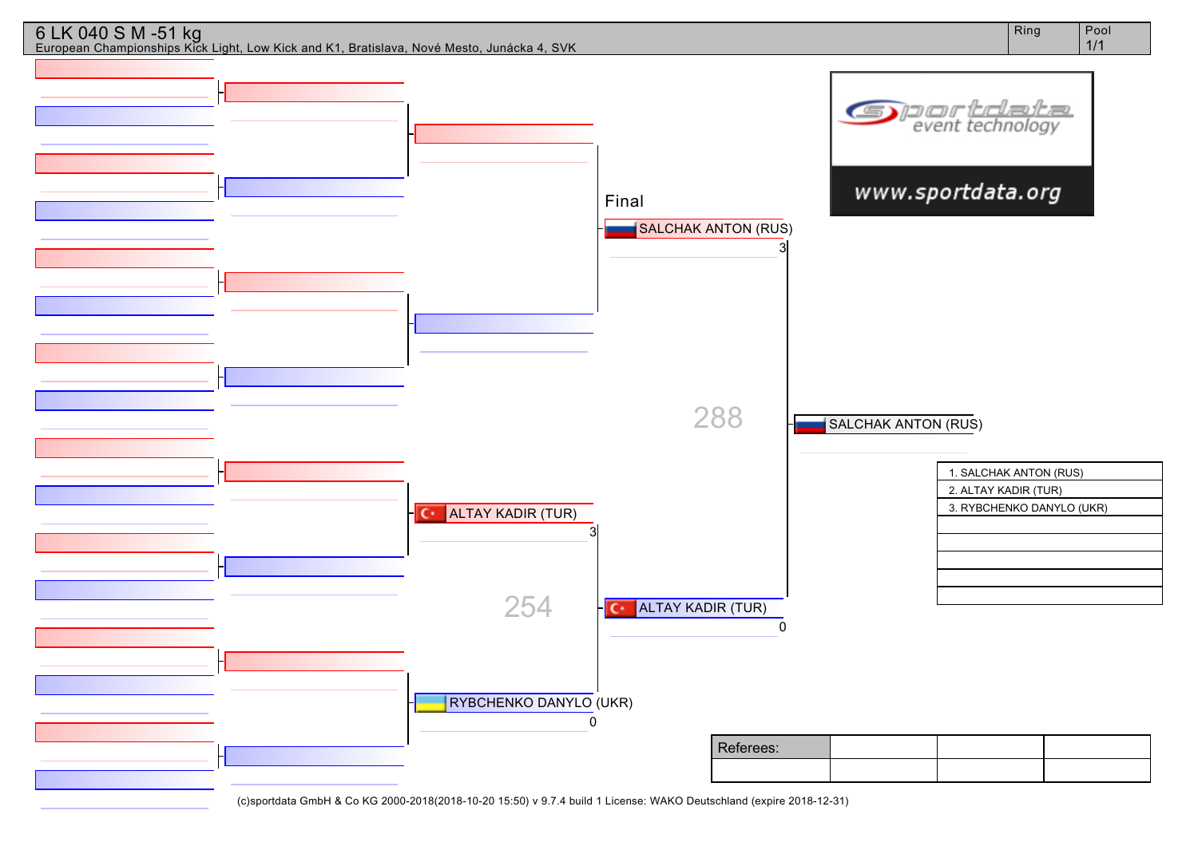# 6 LK 040 S M -51 kg

European Championships Kick Light, Low Kick and K1, Bratislava, Nové Mesto, Junácka 4, SVK

Ring | Pool 1/1

www.sportdata.org

**Semi-final (254)**

- ALTAY KADIR (TUR) — 3
- RYBCHENKO DANYLO (UKR) — 0

**Final (288)**

- SALCHAK ANTON (RUS) — 3
- ALTAY KADIR (TUR) — 0

**Winner:** SALCHAK ANTON (RUS)

| Results |
|---|
| 1. SALCHAK ANTON (RUS) |
| 2. ALTAY KADIR (TUR) |
| 3. RYBCHENKO DANYLO (UKR) |
| |
| |
| |
| |
| |

| Referees: | | | |
|---|---|---|---|
| | | | |

(c)sportdata GmbH & Co KG 2000-2018(2018-10-20 15:50) v 9.7.4 build 1 License: WAKO Deutschland (expire 2018-12-31)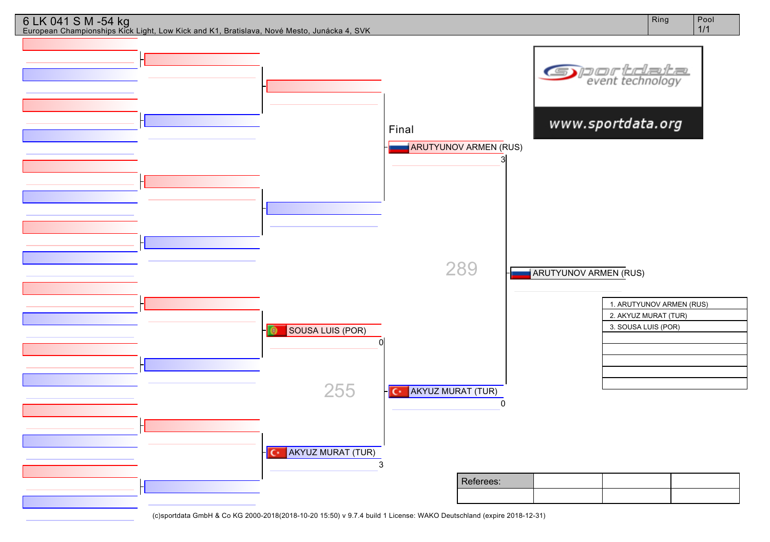# 6 LK 041 S M -54 kg

European Championships Kick Light, Low Kick and K1, Bratislava, Nové Mesto, Junácka 4, SVK

| Ring | Pool |
| --- | --- |
| | 1/1 |

**Semifinals**

- SOUSA LUIS (POR) — 0
- AKYUZ MURAT (TUR) — 3

255

**Final**

- ARUTYUNOV ARMEN (RUS) — 3
- AKYUZ MURAT (TUR) — 0

289

**Winner:** ARUTYUNOV ARMEN (RUS)

| Ranking |
| --- |
| 1. ARUTYUNOV ARMEN (RUS) |
| 2. AKYUZ MURAT (TUR) |
| 3. SOUSA LUIS (POR) |
| |
| |
| |
| |
| |

| Referees: | | | |
| --- | --- | --- | --- |
| | | | |

(c)sportdata GmbH & Co KG 2000-2018(2018-10-20 15:50) v 9.7.4 build 1 License: WAKO Deutschland (expire 2018-12-31)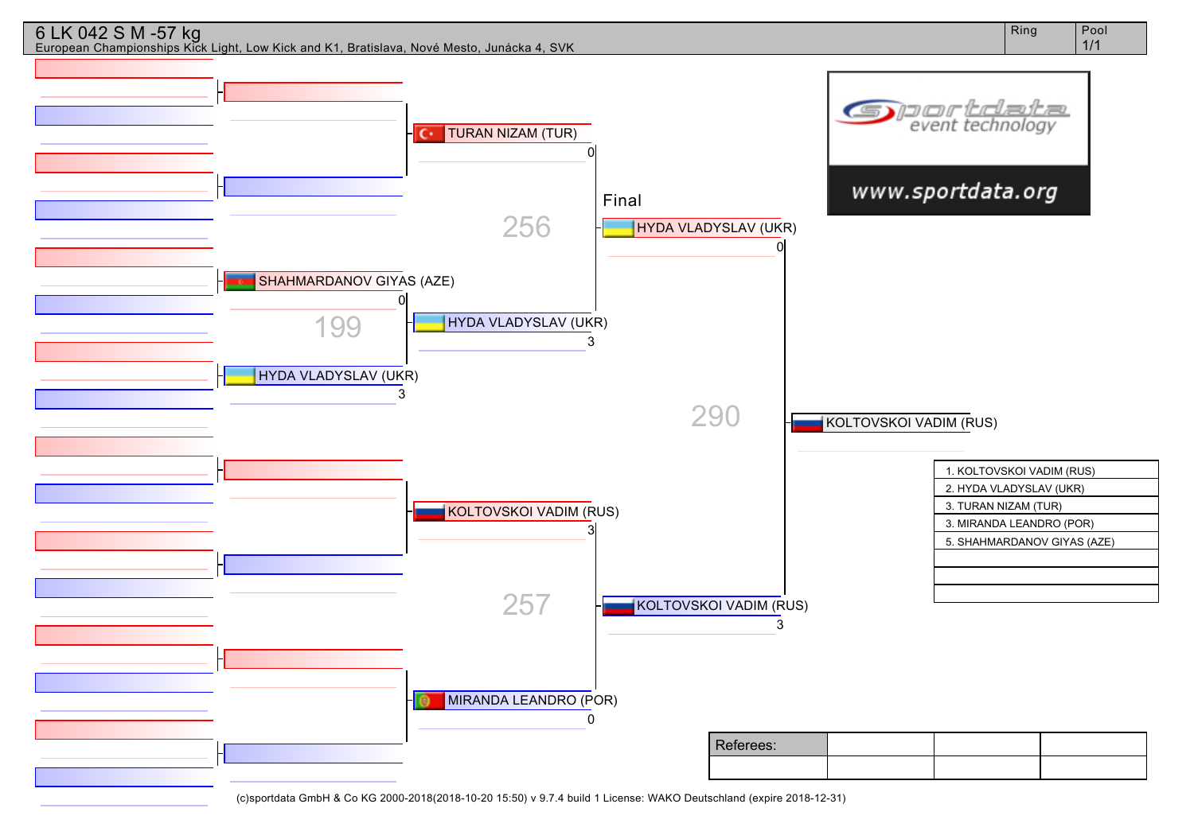# 6 LK 042 S M -57 kg

European Championships Kick Light, Low Kick and K1, Bratislava, Nové Mesto, Junácka 4, SVK

| Ring | Pool |
| --- | --- |
| | 1/1 |

**Round 1**

199
- SHAHMARDANOV GIYAS (AZE) 0
- HYDA VLADYSLAV (UKR) 3

**Semifinals**

256
- TURAN NIZAM (TUR) 0
- HYDA VLADYSLAV (UKR) 3

257
- KOLTOVSKOI VADIM (RUS) 3
- MIRANDA LEANDRO (POR) 0

**Final**

290
- HYDA VLADYSLAV (UKR) 0
- KOLTOVSKOI VADIM (RUS) 3

Winner: KOLTOVSKOI VADIM (RUS)

sportdata event technology
www.sportdata.org

| Ranking |
| --- |
| 1. KOLTOVSKOI VADIM (RUS) |
| 2. HYDA VLADYSLAV (UKR) |
| 3. TURAN NIZAM (TUR) |
| 3. MIRANDA LEANDRO (POR) |
| 5. SHAHMARDANOV GIYAS (AZE) |
| |
| |
| |

| Referees: | | | |
| --- | --- | --- | --- |
| | | | |

(c)sportdata GmbH & Co KG 2000-2018(2018-10-20 15:50) v 9.7.4 build 1 License: WAKO Deutschland (expire 2018-12-31)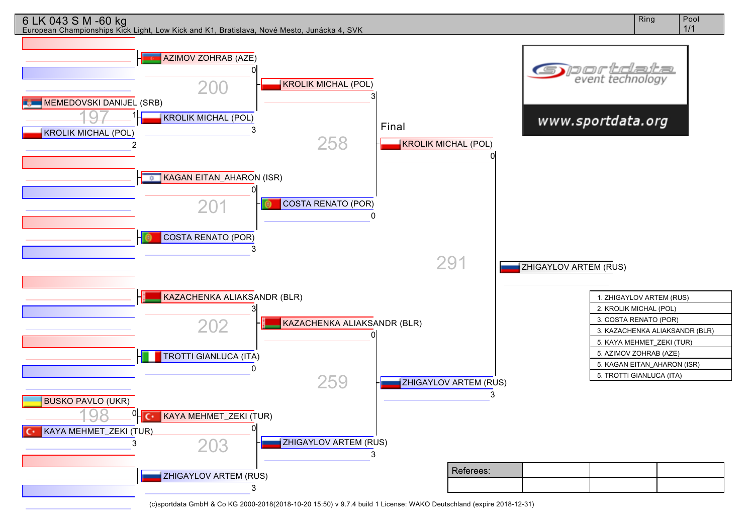# 6 LK 043 S M -60 kg

European Championships Kick Light, Low Kick and K1, Bratislava, Nové Mesto, Junácka 4, SVK

Ring | Pool 1/1

**Preliminary round**

- 197: MEMEDOVSKI DANIJEL (SRB) 1 – KROLIK MICHAL (POL) 2
- 198: BUSKO PAVLO (UKR) 0 – KAYA MEHMET_ZEKI (TUR) 3

**Round 1**

- 200: AZIMOV ZOHRAB (AZE) 0 – KROLIK MICHAL (POL) 3
- 201: KAGAN EITAN_AHARON (ISR) 0 – COSTA RENATO (POR) 3
- 202: KAZACHENKA ALIAKSANDR (BLR) 3 – TROTTI GIANLUCA (ITA) 0
- 203: KAYA MEHMET_ZEKI (TUR) 0 – ZHIGAYLOV ARTEM (RUS) 3

**Semi-finals**

- 258: KROLIK MICHAL (POL) 3 – COSTA RENATO (POR) 0
- 259: KAZACHENKA ALIAKSANDR (BLR) 0 – ZHIGAYLOV ARTEM (RUS) 3

**Final**

- 291: KROLIK MICHAL (POL) 0 – ZHIGAYLOV ARTEM (RUS) 3

Winner: ZHIGAYLOV ARTEM (RUS)

www.sportdata.org

| Ranking |
|---|
| 1. ZHIGAYLOV ARTEM (RUS) |
| 2. KROLIK MICHAL (POL) |
| 3. COSTA RENATO (POR) |
| 3. KAZACHENKA ALIAKSANDR (BLR) |
| 5. KAYA MEHMET_ZEKI (TUR) |
| 5. AZIMOV ZOHRAB (AZE) |
| 5. KAGAN EITAN_AHARON (ISR) |
| 5. TROTTI GIANLUCA (ITA) |

| Referees: | | | |
|---|---|---|---|
| | | | |

(c)sportdata GmbH & Co KG 2000-2018(2018-10-20 15:50) v 9.7.4 build 1 License: WAKO Deutschland (expire 2018-12-31)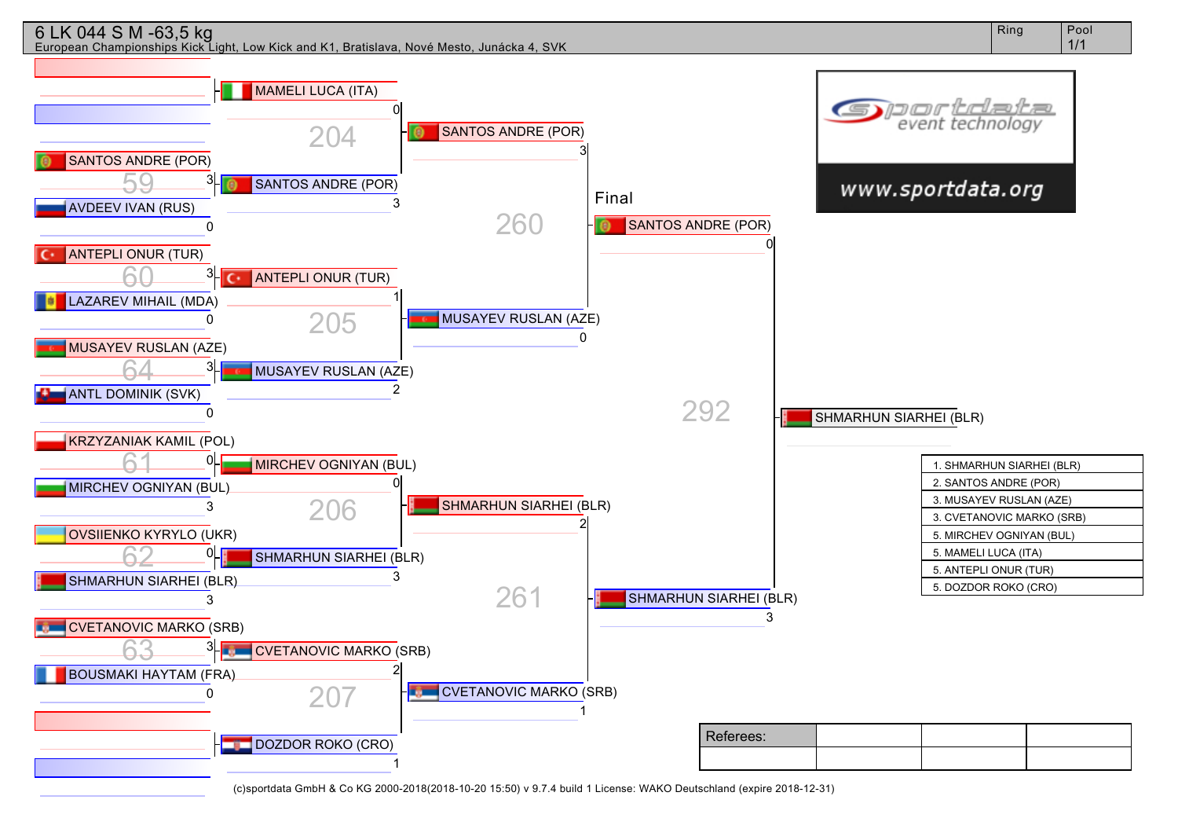# 6 LK 044 S M -63,5 kg

European Championships Kick Light, Low Kick and K1, Bratislava, Nové Mesto, Junácka 4, SVK

| Ring | Pool |
|---|---|
| | 1/1 |

## Round 1

| Fight | Red | Score | Blue | Score |
|---|---|---|---|---|
| 59 | SANTOS ANDRE (POR) | 3 | AVDEEV IVAN (RUS) | 0 |
| 60 | ANTEPLI ONUR (TUR) | 3 | LAZAREV MIHAIL (MDA) | 0 |
| 64 | MUSAYEV RUSLAN (AZE) | 3 | ANTL DOMINIK (SVK) | 0 |
| 61 | KRZYZANIAK KAMIL (POL) | 0 | MIRCHEV OGNIYAN (BUL) | 3 |
| 62 | OVSIIENKO KYRYLO (UKR) | 0 | SHMARHUN SIARHEI (BLR) | 3 |
| 63 | CVETANOVIC MARKO (SRB) | 3 | BOUSMAKI HAYTAM (FRA) | 0 |

## Round 2

| Fight | Red | Score | Blue | Score |
|---|---|---|---|---|
| 204 | MAMELI LUCA (ITA) | 0 | SANTOS ANDRE (POR) | 3 |
| 205 | ANTEPLI ONUR (TUR) | 1 | MUSAYEV RUSLAN (AZE) | 2 |
| 206 | MIRCHEV OGNIYAN (BUL) | 0 | SHMARHUN SIARHEI (BLR) | 3 |
| 207 | CVETANOVIC MARKO (SRB) | 2 | DOZDOR ROKO (CRO) | 1 |

## Semi-finals

| Fight | Red | Score | Blue | Score |
|---|---|---|---|---|
| 260 | SANTOS ANDRE (POR) | 3 | MUSAYEV RUSLAN (AZE) | 0 |
| 261 | SHMARHUN SIARHEI (BLR) | 2 | CVETANOVIC MARKO (SRB) | 1 |

## Final

| Fight | Red | Score | Blue | Score |
|---|---|---|---|---|
| 292 | SANTOS ANDRE (POR) | 0 | SHMARHUN SIARHEI (BLR) | 3 |

Winner: SHMARHUN SIARHEI (BLR)

## Results

1. SHMARHUN SIARHEI (BLR)
2. SANTOS ANDRE (POR)
3. MUSAYEV RUSLAN (AZE)
3. CVETANOVIC MARKO (SRB)
5. MIRCHEV OGNIYAN (BUL)
5. MAMELI LUCA (ITA)
5. ANTEPLI ONUR (TUR)
5. DOZDOR ROKO (CRO)

| Referees: | | | |
|---|---|---|---|
| | | | |

(c)sportdata GmbH & Co KG 2000-2018(2018-10-20 15:50) v 9.7.4 build 1 License: WAKO Deutschland (expire 2018-12-31)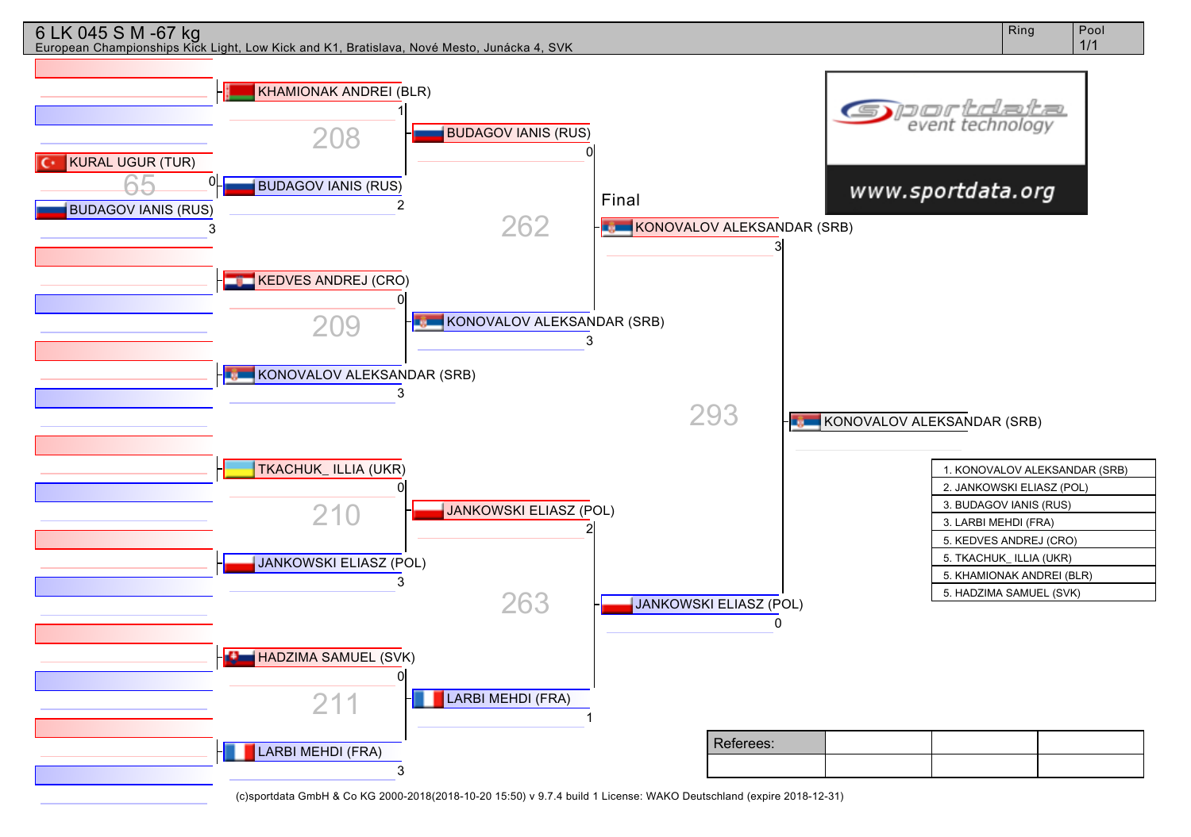# 6 LK 045 S M -67 kg

European Championships Kick Light, Low Kick and K1, Bratislava, Nové Mesto, Junácka 4, SVK

Ring | Pool 1/1

**Preliminary (65)**
- KURAL UGUR (TUR) 0
- BUDAGOV IANIS (RUS) 3

**208**
- KHAMIONAK ANDREI (BLR) 1
- BUDAGOV IANIS (RUS) 2

**209**
- KEDVES ANDREJ (CRO) 0
- KONOVALOV ALEKSANDAR (SRB) 3

**210**
- TKACHUK_ ILLIA (UKR) 0
- JANKOWSKI ELIASZ (POL) 3

**211**
- HADZIMA SAMUEL (SVK) 0
- LARBI MEHDI (FRA) 3

**262**
- BUDAGOV IANIS (RUS) 0
- KONOVALOV ALEKSANDAR (SRB) 3

**263**
- JANKOWSKI ELIASZ (POL) 2
- LARBI MEHDI (FRA) 1

**Final (293)**
- KONOVALOV ALEKSANDAR (SRB) 3
- JANKOWSKI ELIASZ (POL) 0

Winner: KONOVALOV ALEKSANDAR (SRB)

| Results |
|---|
| 1. KONOVALOV ALEKSANDAR (SRB) |
| 2. JANKOWSKI ELIASZ (POL) |
| 3. BUDAGOV IANIS (RUS) |
| 3. LARBI MEHDI (FRA) |
| 5. KEDVES ANDREJ (CRO) |
| 5. TKACHUK_ ILLIA (UKR) |
| 5. KHAMIONAK ANDREI (BLR) |
| 5. HADZIMA SAMUEL (SVK) |

www.sportdata.org

| Referees: | | | |
|---|---|---|---|
| | | | |

(c)sportdata GmbH & Co KG 2000-2018(2018-10-20 15:50) v 9.7.4 build 1 License: WAKO Deutschland (expire 2018-12-31)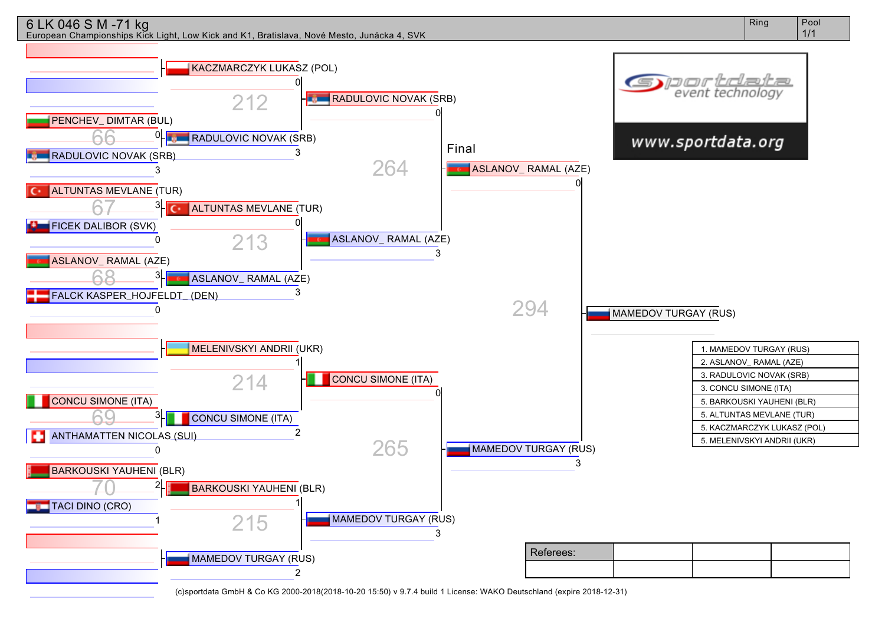# 6 LK 046 S M -71 kg

European Championships Kick Light, Low Kick and K1, Bratislava, Nové Mesto, Junácka 4, SVK

Ring | Pool 1/1

## First Round

| Bout | Competitor | Score |
|---|---|---|
| 66 | PENCHEV_ DIMTAR (BUL) | 0 |
| | RADULOVIC NOVAK (SRB) | 3 |
| 67 | ALTUNTAS MEVLANE (TUR) | 3 |
| | FICEK DALIBOR (SVK) | 0 |
| 68 | ASLANOV_ RAMAL (AZE) | 3 |
| | FALCK KASPER_HOJFELDT_ (DEN) | 0 |
| 69 | CONCU SIMONE (ITA) | 3 |
| | ANTHAMATTEN NICOLAS (SUI) | 0 |
| 70 | BARKOUSKI YAUHENI (BLR) | 2 |
| | TACI DINO (CRO) | 1 |

## Quarterfinals

| Bout | Competitor | Score |
|---|---|---|
| 212 | KACZMARCZYK LUKASZ (POL) | 0 |
| | RADULOVIC NOVAK (SRB) | 3 |
| 213 | ALTUNTAS MEVLANE (TUR) | 0 |
| | ASLANOV_ RAMAL (AZE) | 3 |
| 214 | MELENIVSKYI ANDRII (UKR) | 1 |
| | CONCU SIMONE (ITA) | 2 |
| 215 | BARKOUSKI YAUHENI (BLR) | 1 |
| | MAMEDOV TURGAY (RUS) | 2 |

## Semifinals

| Bout | Competitor | Score |
|---|---|---|
| 264 | RADULOVIC NOVAK (SRB) | 0 |
| | ASLANOV_ RAMAL (AZE) | 3 |
| 265 | CONCU SIMONE (ITA) | 0 |
| | MAMEDOV TURGAY (RUS) | 3 |

## Final

| Bout | Competitor | Score |
|---|---|---|
| 294 | ASLANOV_ RAMAL (AZE) | 0 |
| | MAMEDOV TURGAY (RUS) | 3 |

Winner: MAMEDOV TURGAY (RUS)

## Results

1. MAMEDOV TURGAY (RUS)
2. ASLANOV_ RAMAL (AZE)
3. RADULOVIC NOVAK (SRB)
3. CONCU SIMONE (ITA)
5. BARKOUSKI YAUHENI (BLR)
5. ALTUNTAS MEVLANE (TUR)
5. KACZMARCZYK LUKASZ (POL)
5. MELENIVSKYI ANDRII (UKR)

| Referees: | | | |
|---|---|---|---|
| | | | |

(c)sportdata GmbH & Co KG 2000-2018(2018-10-20 15:50) v 9.7.4 build 1 License: WAKO Deutschland (expire 2018-12-31)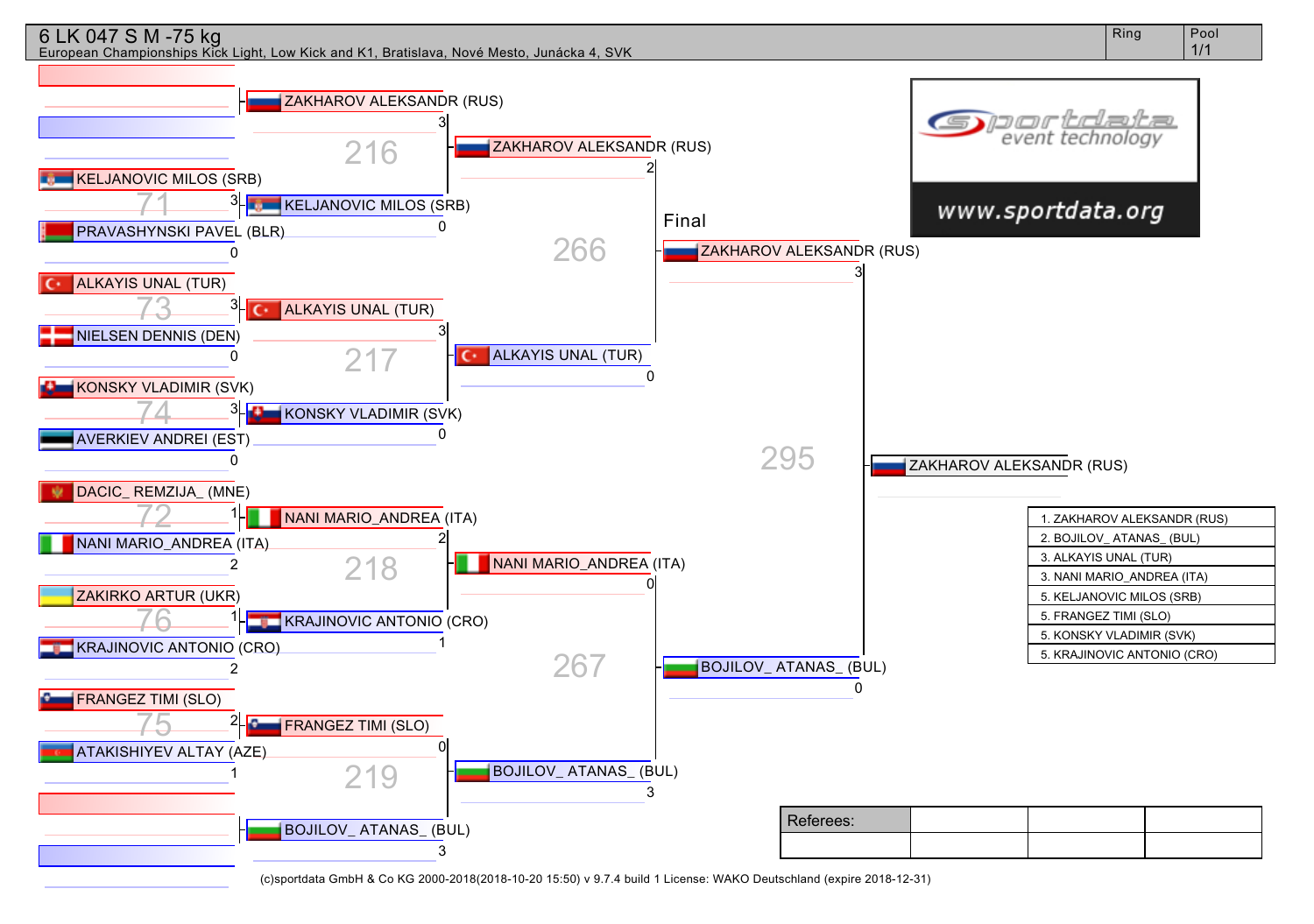# 6 LK 047 S M -75 kg

European Championships Kick Light, Low Kick and K1, Bratislava, Nové Mesto, Junácka 4, SVK

Ring | Pool 1/1

## First round

| Fight | Red | Score | Blue | Score | Winner |
|---|---|---|---|---|---|
| 71 | KELJANOVIC MILOS (SRB) | 3 | PRAVASHYNSKI PAVEL (BLR) | 0 | KELJANOVIC MILOS (SRB) |
| 73 | ALKAYIS UNAL (TUR) | 3 | NIELSEN DENNIS (DEN) | 0 | ALKAYIS UNAL (TUR) |
| 74 | KONSKY VLADIMIR (SVK) | 3 | AVERKIEV ANDREI (EST) | 0 | KONSKY VLADIMIR (SVK) |
| 72 | DACIC_ REMZIJA_ (MNE) | 1 | NANI MARIO_ANDREA (ITA) | 2 | NANI MARIO_ANDREA (ITA) |
| 76 | ZAKIRKO ARTUR (UKR) | 1 | KRAJINOVIC ANTONIO (CRO) | 2 | KRAJINOVIC ANTONIO (CRO) |
| 75 | FRANGEZ TIMI (SLO) | 2 | ATAKISHIYEV ALTAY (AZE) | 1 | FRANGEZ TIMI (SLO) |

Byes: ZAKHAROV ALEKSANDR (RUS), BOJILOV_ ATANAS_ (BUL)

## Second round

| Fight | Red | Score | Blue | Score | Winner |
|---|---|---|---|---|---|
| 216 | ZAKHAROV ALEKSANDR (RUS) | 3 | KELJANOVIC MILOS (SRB) | 0 | ZAKHAROV ALEKSANDR (RUS) |
| 217 | ALKAYIS UNAL (TUR) | 3 | KONSKY VLADIMIR (SVK) | 0 | ALKAYIS UNAL (TUR) |
| 218 | NANI MARIO_ANDREA (ITA) | 2 | KRAJINOVIC ANTONIO (CRO) | 1 | NANI MARIO_ANDREA (ITA) |
| 219 | FRANGEZ TIMI (SLO) | 0 | BOJILOV_ ATANAS_ (BUL) | 3 | BOJILOV_ ATANAS_ (BUL) |

## Semi-finals

| Fight | Red | Score | Blue | Score | Winner |
|---|---|---|---|---|---|
| 266 | ZAKHAROV ALEKSANDR (RUS) | 2 | ALKAYIS UNAL (TUR) | 0 | ZAKHAROV ALEKSANDR (RUS) |
| 267 | NANI MARIO_ANDREA (ITA) | 0 | BOJILOV_ ATANAS_ (BUL) | 3 | BOJILOV_ ATANAS_ (BUL) |

## Final

| Fight | Red | Score | Blue | Score | Winner |
|---|---|---|---|---|---|
| 295 | ZAKHAROV ALEKSANDR (RUS) | 3 | BOJILOV_ ATANAS_ (BUL) | 0 | ZAKHAROV ALEKSANDR (RUS) |

## Results

1. ZAKHAROV ALEKSANDR (RUS)
2. BOJILOV_ ATANAS_ (BUL)
3. ALKAYIS UNAL (TUR)
3. NANI MARIO_ANDREA (ITA)
5. KELJANOVIC MILOS (SRB)
5. FRANGEZ TIMI (SLO)
5. KONSKY VLADIMIR (SVK)
5. KRAJINOVIC ANTONIO (CRO)

| Referees: | | | |
|---|---|---|---|
| | | | |

sportdata event technology – www.sportdata.org

(c)sportdata GmbH & Co KG 2000-2018(2018-10-20 15:50) v 9.7.4 build 1 License: WAKO Deutschland (expire 2018-12-31)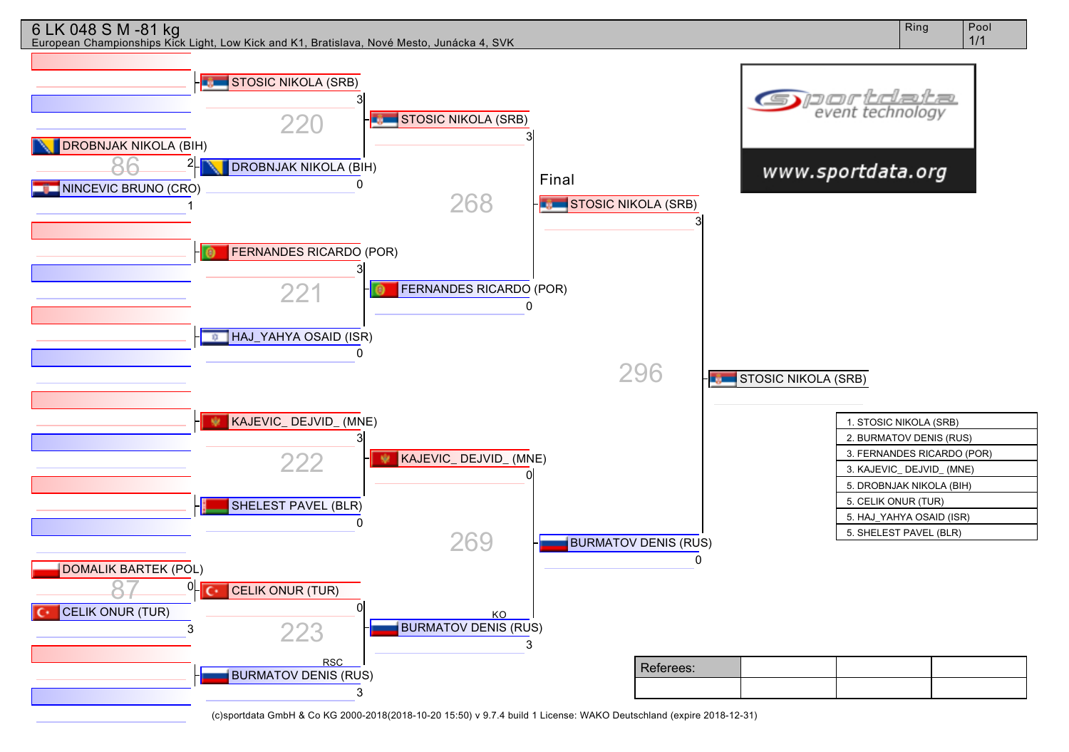# 6 LK 048 S M -81 kg

European Championships Kick Light, Low Kick and K1, Bratislava, Nové Mesto, Junácka 4, SVK

Ring | Pool 1/1

**Preliminary round**

- Bout 86: DROBNJAK NIKOLA (BIH) 2 vs NINCEVIC BRUNO (CRO) 1
- Bout 87: DOMALIK BARTEK (POL) 0 vs CELIK ONUR (TUR) 3

**Round 1**

- Bout 220: STOSIC NIKOLA (SRB) 3 vs DROBNJAK NIKOLA (BIH) 0
- Bout 221: FERNANDES RICARDO (POR) 3 vs HAJ_YAHYA OSAID (ISR) 0
- Bout 222: KAJEVIC_ DEJVID_ (MNE) 3 vs SHELEST PAVEL (BLR) 0
- Bout 223: CELIK ONUR (TUR) 0 vs BURMATOV DENIS (RUS) 3 RSC

**Semi-finals**

- Bout 268: STOSIC NIKOLA (SRB) 3 vs FERNANDES RICARDO (POR) 0
- Bout 269: KAJEVIC_ DEJVID_ (MNE) 0 vs BURMATOV DENIS (RUS) 3 KO

**Final**

- Bout 296: STOSIC NIKOLA (SRB) 3 vs BURMATOV DENIS (RUS) 0

Winner: STOSIC NIKOLA (SRB)

| Ranking |
|---|
| 1. STOSIC NIKOLA (SRB) |
| 2. BURMATOV DENIS (RUS) |
| 3. FERNANDES RICARDO (POR) |
| 3. KAJEVIC_ DEJVID_ (MNE) |
| 5. DROBNJAK NIKOLA (BIH) |
| 5. CELIK ONUR (TUR) |
| 5. HAJ_YAHYA OSAID (ISR) |
| 5. SHELEST PAVEL (BLR) |

sportdata event technology – www.sportdata.org

| Referees: | | | |
|---|---|---|---|
| | | | |

(c)sportdata GmbH & Co KG 2000-2018(2018-10-20 15:50) v 9.7.4 build 1 License: WAKO Deutschland (expire 2018-12-31)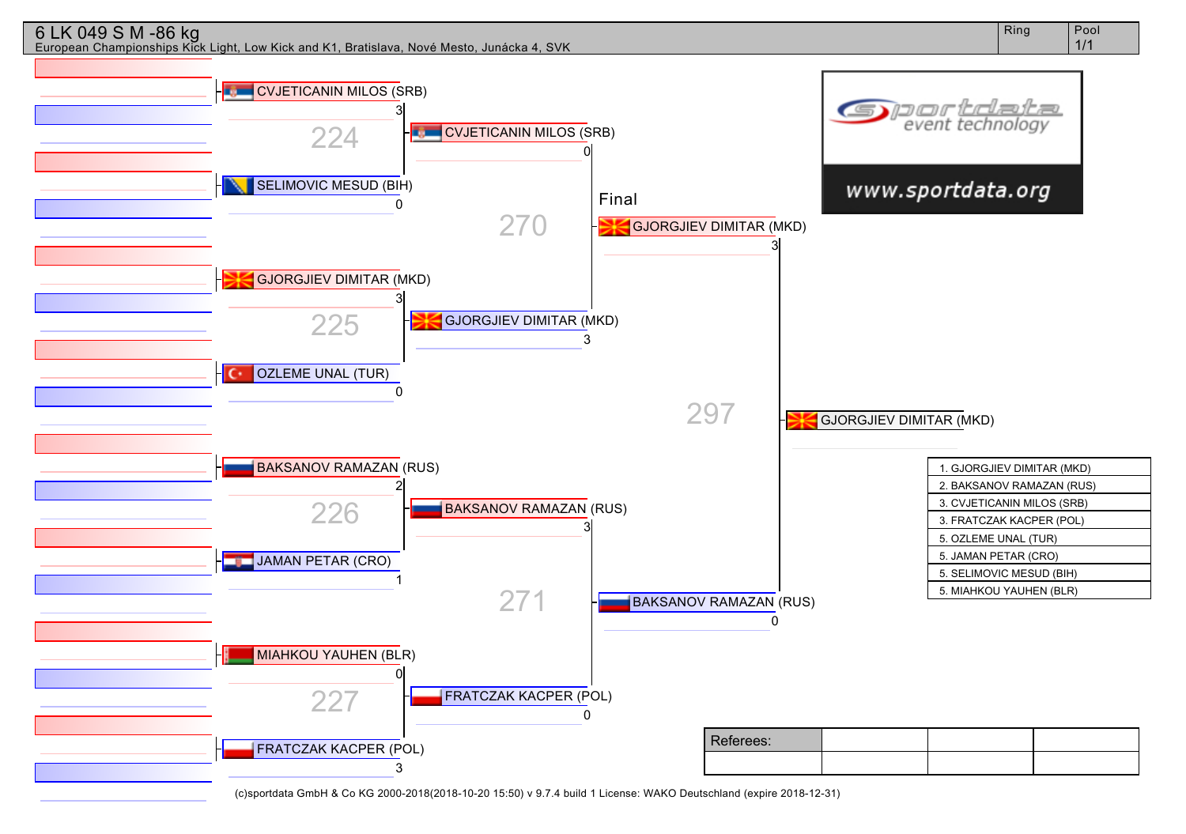# 6 LK 049 S M -86 kg

European Championships Kick Light, Low Kick and K1, Bratislava, Nové Mesto, Junácka 4, SVK

Ring | Pool 1/1

**Bout 224**
- CVJETICANIN MILOS (SRB) — 3
- SELIMOVIC MESUD (BIH) — 0

**Bout 225**
- GJORGJIEV DIMITAR (MKD) — 3
- OZLEME UNAL (TUR) — 0

**Bout 226**
- BAKSANOV RAMAZAN (RUS) — 2
- JAMAN PETAR (CRO) — 1

**Bout 227**
- MIAHKOU YAUHEN (BLR) — 0
- FRATCZAK KACPER (POL) — 3

**Bout 270**
- CVJETICANIN MILOS (SRB) — 0
- GJORGJIEV DIMITAR (MKD) — 3

**Bout 271**
- BAKSANOV RAMAZAN (RUS) — 3
- FRATCZAK KACPER (POL) — 0

**Final — Bout 297**
- GJORGJIEV DIMITAR (MKD) — 3
- BAKSANOV RAMAZAN (RUS) — 0

**Winner:** GJORGJIEV DIMITAR (MKD)

| Ranking |
|---|
| 1. GJORGJIEV DIMITAR (MKD) |
| 2. BAKSANOV RAMAZAN (RUS) |
| 3. CVJETICANIN MILOS (SRB) |
| 3. FRATCZAK KACPER (POL) |
| 5. OZLEME UNAL (TUR) |
| 5. JAMAN PETAR (CRO) |
| 5. SELIMOVIC MESUD (BIH) |
| 5. MIAHKOU YAUHEN (BLR) |

sportdata event technology — www.sportdata.org

| Referees: | | | |
|---|---|---|---|
| | | | |

(c)sportdata GmbH & Co KG 2000-2018(2018-10-20 15:50) v 9.7.4 build 1 License: WAKO Deutschland (expire 2018-12-31)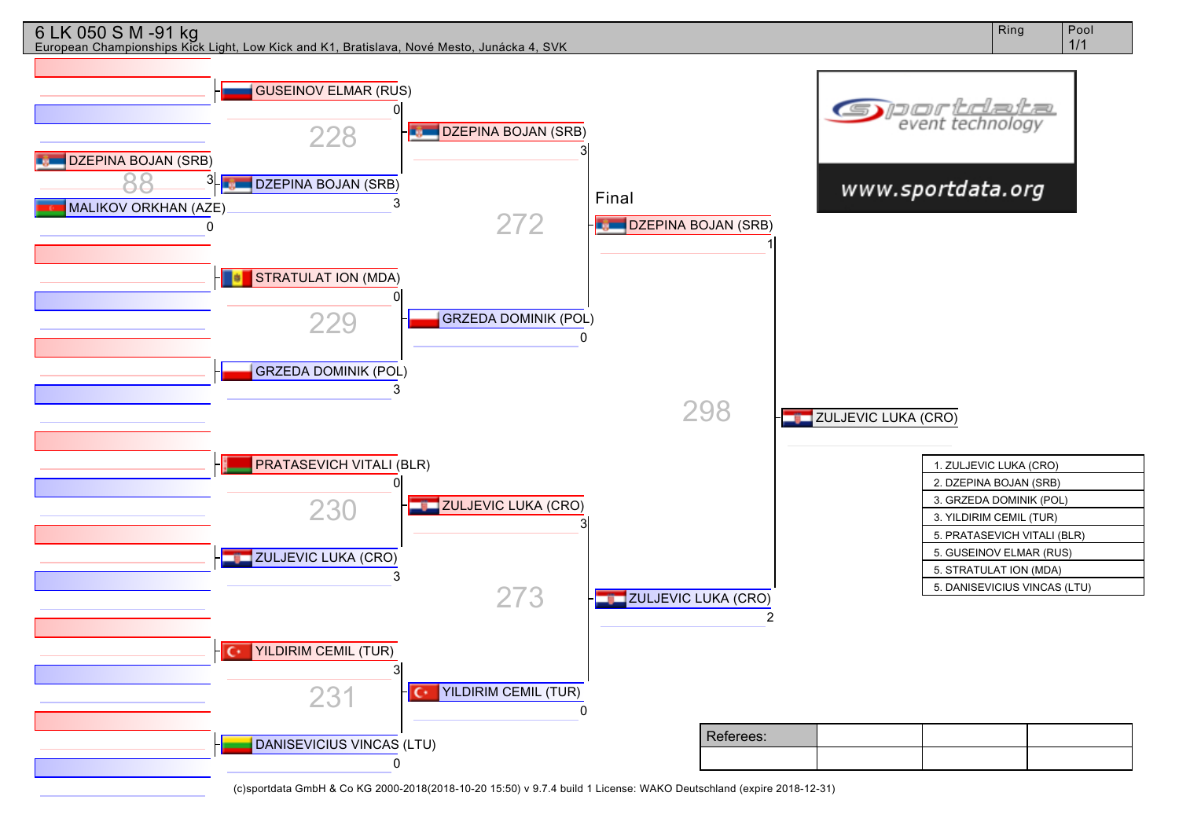# 6 LK 050 S M -91 kg

European Championships Kick Light, Low Kick and K1, Bratislava, Nové Mesto, Junácka 4, SVK

Ring | Pool 1/1

**Preliminary (88)**

- DZEPINA BOJAN (SRB) 3
- MALIKOV ORKHAN (AZE) 0

**Round 1**

228:
- GUSEINOV ELMAR (RUS) 0
- DZEPINA BOJAN (SRB) 3

229:
- STRATULAT ION (MDA) 0
- GRZEDA DOMINIK (POL) 3

230:
- PRATASEVICH VITALI (BLR) 0
- ZULJEVIC LUKA (CRO) 3

231:
- YILDIRIM CEMIL (TUR) 3
- DANISEVICIUS VINCAS (LTU) 0

**Semifinals**

272:
- DZEPINA BOJAN (SRB) 3
- GRZEDA DOMINIK (POL) 0

273:
- ZULJEVIC LUKA (CRO) 3
- YILDIRIM CEMIL (TUR) 0

**Final**

298:
- DZEPINA BOJAN (SRB) 1
- ZULJEVIC LUKA (CRO) 2

Winner: ZULJEVIC LUKA (CRO)

sportdata event technology
www.sportdata.org

| Ranking |
|---|
| 1. ZULJEVIC LUKA (CRO) |
| 2. DZEPINA BOJAN (SRB) |
| 3. GRZEDA DOMINIK (POL) |
| 3. YILDIRIM CEMIL (TUR) |
| 5. PRATASEVICH VITALI (BLR) |
| 5. GUSEINOV ELMAR (RUS) |
| 5. STRATULAT ION (MDA) |
| 5. DANISEVICIUS VINCAS (LTU) |

| Referees: | | | |
|---|---|---|---|
| | | | |

(c)sportdata GmbH & Co KG 2000-2018(2018-10-20 15:50) v 9.7.4 build 1 License: WAKO Deutschland (expire 2018-12-31)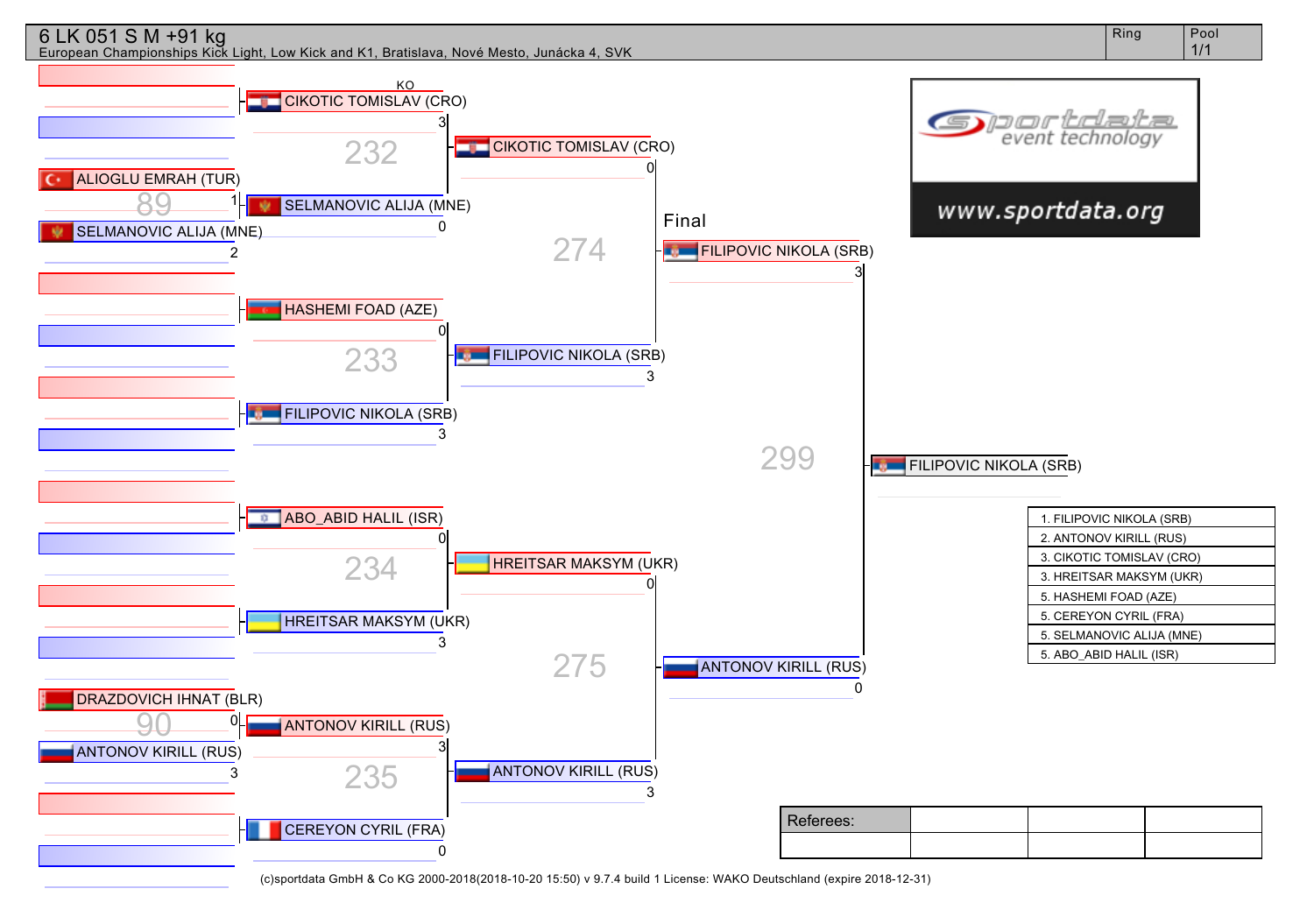# 6 LK 051 S M +91 kg

European Championships Kick Light, Low Kick and K1, Bratislava, Nové Mesto, Junácka 4, SVK

| Ring | Pool |
|---|---|
| | 1/1 |

**Fight 89:** ALIOGLU EMRAH (TUR) 1 – SELMANOVIC ALIJA (MNE) 2

**Fight 90:** DRAZDOVICH IHNAT (BLR) 0 – ANTONOV KIRILL (RUS) 3

**Fight 232:** CIKOTIC TOMISLAV (CRO) 3 (KO) – SELMANOVIC ALIJA (MNE) 0

**Fight 233:** HASHEMI FOAD (AZE) 0 – FILIPOVIC NIKOLA (SRB) 3

**Fight 234:** ABO_ABID HALIL (ISR) 0 – HREITSAR MAKSYM (UKR) 3

**Fight 235:** ANTONOV KIRILL (RUS) 3 – CEREYON CYRIL (FRA) 0

**Fight 274:** CIKOTIC TOMISLAV (CRO) 0 – FILIPOVIC NIKOLA (SRB) 3

**Fight 275:** HREITSAR MAKSYM (UKR) 0 – ANTONOV KIRILL (RUS) 3

**Final – Fight 299:** FILIPOVIC NIKOLA (SRB) 3 – ANTONOV KIRILL (RUS) 0

**Winner:** FILIPOVIC NIKOLA (SRB)

| Results |
|---|
| 1. FILIPOVIC NIKOLA (SRB) |
| 2. ANTONOV KIRILL (RUS) |
| 3. CIKOTIC TOMISLAV (CRO) |
| 3. HREITSAR MAKSYM (UKR) |
| 5. HASHEMI FOAD (AZE) |
| 5. CEREYON CYRIL (FRA) |
| 5. SELMANOVIC ALIJA (MNE) |
| 5. ABO_ABID HALIL (ISR) |

sportdata event technology
www.sportdata.org

| Referees: | | | |
|---|---|---|---|
| | | | |

(c)sportdata GmbH & Co KG 2000-2018(2018-10-20 15:50) v 9.7.4 build 1 License: WAKO Deutschland (expire 2018-12-31)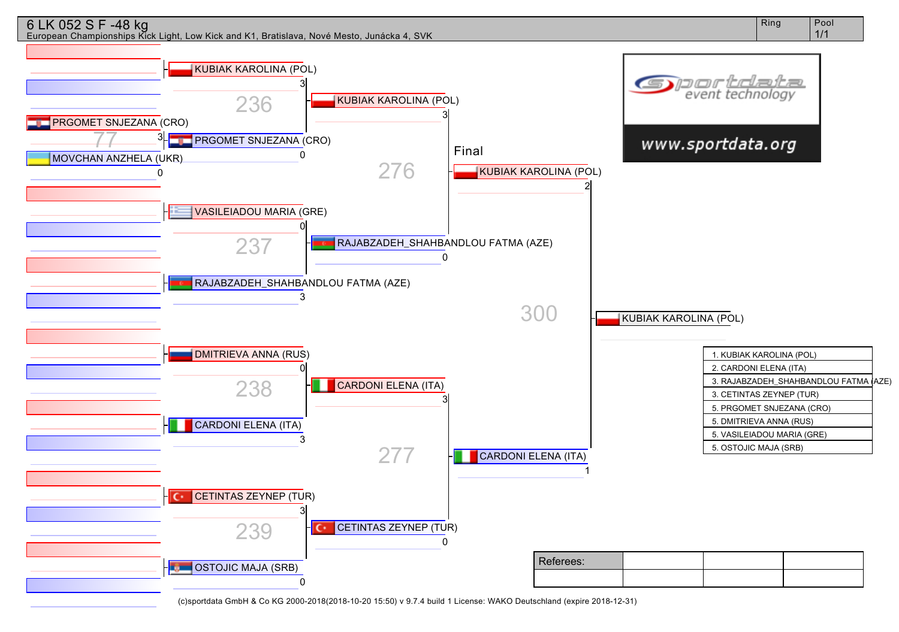# 6 LK 052 S F -48 kg

European Championships Kick Light, Low Kick and K1, Bratislava, Nové Mesto, Junácka 4, SVK

Ring | Pool 1/1

**Preliminary (77)**
- PRGOMET SNJEZANA (CRO) 3
- MOVCHAN ANZHELA (UKR) 0

**Quarterfinals**

236:
- KUBIAK KAROLINA (POL) 3
- PRGOMET SNJEZANA (CRO) 0

237:
- VASILEIADOU MARIA (GRE) 0
- RAJABZADEH_SHAHBANDLOU FATMA (AZE) 3

238:
- DMITRIEVA ANNA (RUS) 0
- CARDONI ELENA (ITA) 3

239:
- CETINTAS ZEYNEP (TUR) 3
- OSTOJIC MAJA (SRB) 0

**Semifinals**

276:
- KUBIAK KAROLINA (POL) 3
- RAJABZADEH_SHAHBANDLOU FATMA (AZE) 0

277:
- CARDONI ELENA (ITA) 3
- CETINTAS ZEYNEP (TUR) 0

**Final (300)**
- KUBIAK KAROLINA (POL) 2
- CARDONI ELENA (ITA) 1

Winner: KUBIAK KAROLINA (POL)

| Results |
|---|
| 1. KUBIAK KAROLINA (POL) |
| 2. CARDONI ELENA (ITA) |
| 3. RAJABZADEH_SHAHBANDLOU FATMA (AZE) |
| 3. CETINTAS ZEYNEP (TUR) |
| 5. PRGOMET SNJEZANA (CRO) |
| 5. DMITRIEVA ANNA (RUS) |
| 5. VASILEIADOU MARIA (GRE) |
| 5. OSTOJIC MAJA (SRB) |

| Referees: | | | |
|---|---|---|---|
| | | | |

(c)sportdata GmbH & Co KG 2000-2018(2018-10-20 15:50) v 9.7.4 build 1 License: WAKO Deutschland (expire 2018-12-31)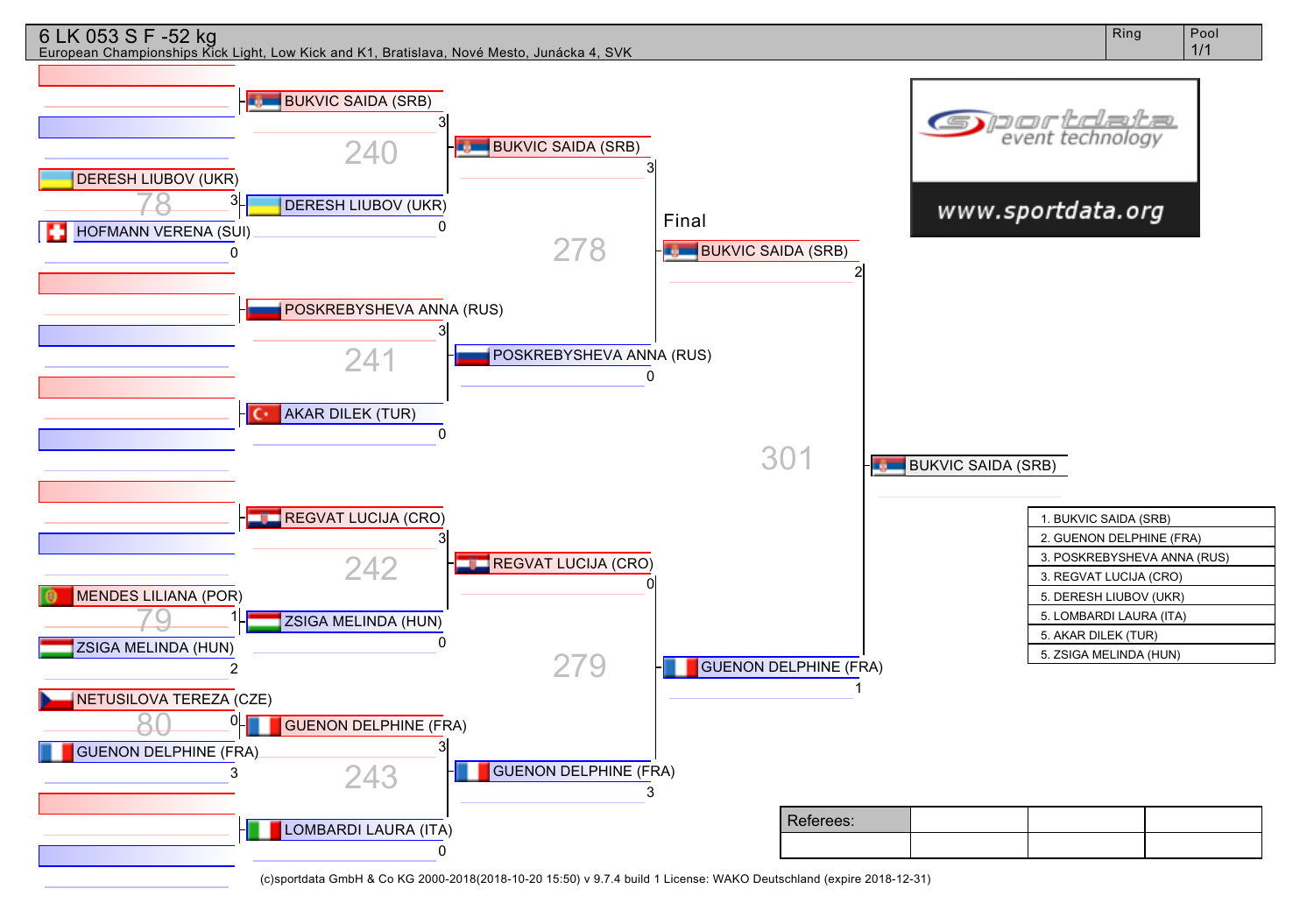# 6 LK 053 S F -52 kg

European Championships Kick Light, Low Kick and K1, Bratislava, Nové Mesto, Junácka 4, SVK

Ring | Pool 1/1

### Round 1

- Fight 78: DERESH LIUBOV (UKR) 3 – HOFMANN VERENA (SUI) 0
- Fight 79: MENDES LILIANA (POR) 1 – ZSIGA MELINDA (HUN) 2
- Fight 80: NETUSILOVA TEREZA (CZE) 0 – GUENON DELPHINE (FRA) 3

### Quarterfinals

- Fight 240: BUKVIC SAIDA (SRB) 3 – DERESH LIUBOV (UKR) 0
- Fight 241: POSKREBYSHEVA ANNA (RUS) 3 – AKAR DILEK (TUR) 0
- Fight 242: REGVAT LUCIJA (CRO) 3 – ZSIGA MELINDA (HUN) 0
- Fight 243: GUENON DELPHINE (FRA) 3 – LOMBARDI LAURA (ITA) 0

### Semifinals

- Fight 278: BUKVIC SAIDA (SRB) 3 – POSKREBYSHEVA ANNA (RUS) 0
- Fight 279: REGVAT LUCIJA (CRO) 0 – GUENON DELPHINE (FRA) 3

### Final

- Fight 301: BUKVIC SAIDA (SRB) 2 – GUENON DELPHINE (FRA) 1

Winner: BUKVIC SAIDA (SRB)

### Results

1. BUKVIC SAIDA (SRB)
2. GUENON DELPHINE (FRA)
3. POSKREBYSHEVA ANNA (RUS)
3. REGVAT LUCIJA (CRO)
5. DERESH LIUBOV (UKR)
5. LOMBARDI LAURA (ITA)
5. AKAR DILEK (TUR)
5. ZSIGA MELINDA (HUN)

| Referees: | | | |
|---|---|---|---|
| | | | |

(c)sportdata GmbH & Co KG 2000-2018(2018-10-20 15:50) v 9.7.4 build 1 License: WAKO Deutschland (expire 2018-12-31)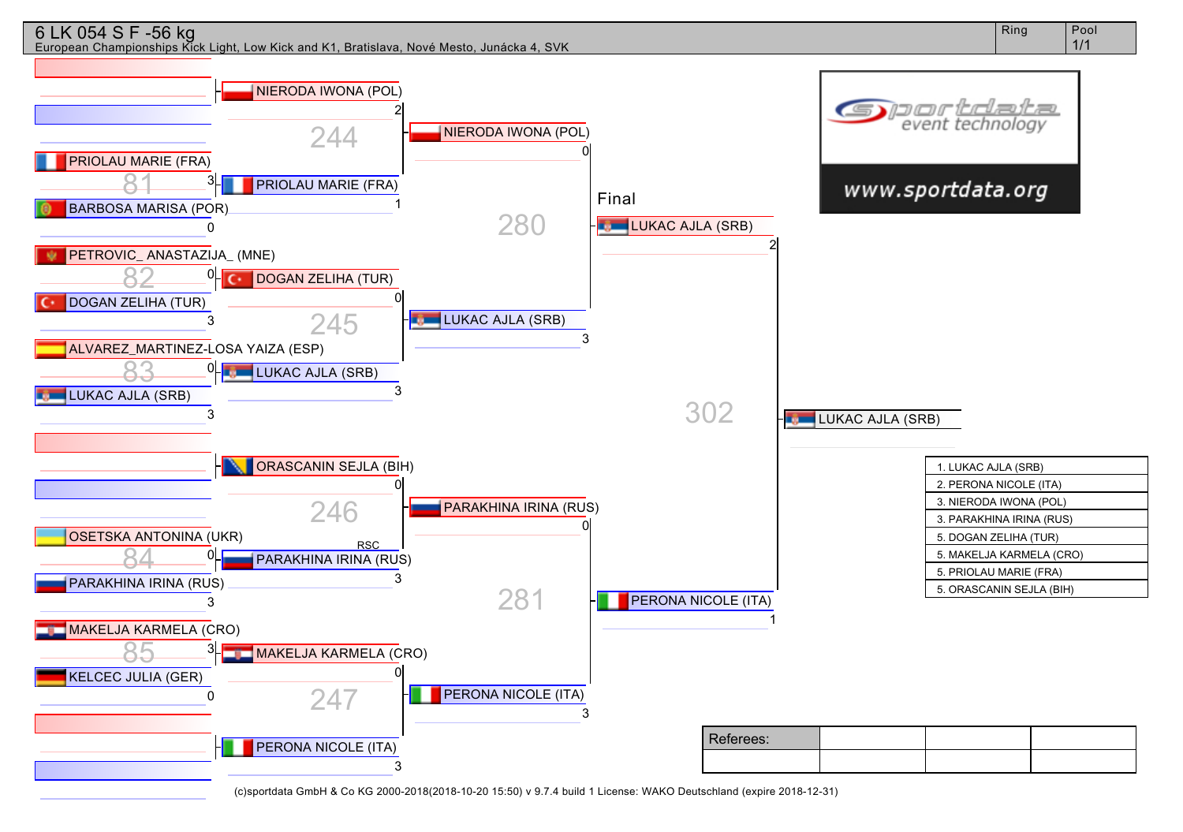# 6 LK 054 S F -56 kg

European Championships Kick Light, Low Kick and K1, Bratislava, Nové Mesto, Junácka 4, SVK

Ring | Pool 1/1

## Round 1

- Fight 81: PRIOLAU MARIE (FRA) 3 – BARBOSA MARISA (POR) 0
- Fight 82: PETROVIC_ ANASTAZIJA_ (MNE) 0 – DOGAN ZELIHA (TUR) 3
- Fight 83: ALVAREZ_MARTINEZ-LOSA YAIZA (ESP) 0 – LUKAC AJLA (SRB) 3
- Fight 84: OSETSKA ANTONINA (UKR) 0 – PARAKHINA IRINA (RUS) 3
- Fight 85: MAKELJA KARMELA (CRO) 3 – KELCEC JULIA (GER) 0

## Round 2

- Fight 244: NIERODA IWONA (POL) 2 – PRIOLAU MARIE (FRA) 1
- Fight 245: DOGAN ZELIHA (TUR) 0 – LUKAC AJLA (SRB) 3
- Fight 246: ORASCANIN SEJLA (BIH) 0 – PARAKHINA IRINA (RUS) 3 (RSC)
- Fight 247: MAKELJA KARMELA (CRO) 0 – PERONA NICOLE (ITA) 3

## Semifinals

- Fight 280: NIERODA IWONA (POL) 0 – LUKAC AJLA (SRB) 3
- Fight 281: PARAKHINA IRINA (RUS) 0 – PERONA NICOLE (ITA) 3

## Final

- Fight 302: LUKAC AJLA (SRB) 2 – PERONA NICOLE (ITA) 1

Winner: LUKAC AJLA (SRB)

## Results

1. LUKAC AJLA (SRB)
2. PERONA NICOLE (ITA)
3. NIERODA IWONA (POL)
3. PARAKHINA IRINA (RUS)
5. DOGAN ZELIHA (TUR)
5. MAKELJA KARMELA (CRO)
5. PRIOLAU MARIE (FRA)
5. ORASCANIN SEJLA (BIH)

| Referees: | | | |
|---|---|---|---|
| | | | |

www.sportdata.org

(c)sportdata GmbH & Co KG 2000-2018(2018-10-20 15:50) v 9.7.4 build 1 License: WAKO Deutschland (expire 2018-12-31)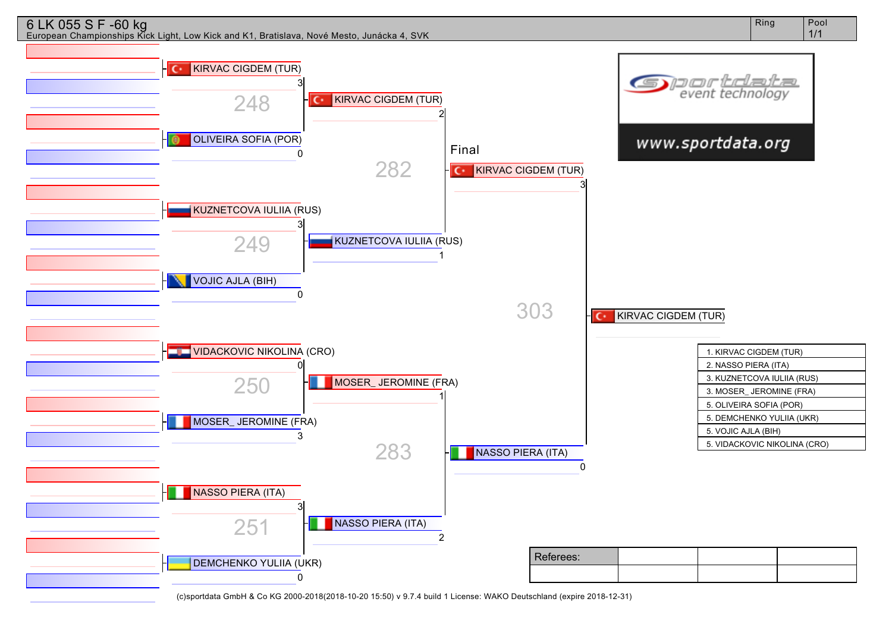# 6 LK 055 S F -60 kg

European Championships Kick Light, Low Kick and K1, Bratislava, Nové Mesto, Junácka 4, SVK

Ring | Pool 1/1

## Round 1

| Fight | Red | Score | Blue | Score |
|---|---|---|---|---|
| 248 | KIRVAC CIGDEM (TUR) | 3 | OLIVEIRA SOFIA (POR) | 0 |
| 249 | KUZNETCOVA IULIIA (RUS) | 3 | VOJIC AJLA (BIH) | 0 |
| 250 | VIDACKOVIC NIKOLINA (CRO) | 0 | MOSER_ JEROMINE (FRA) | 3 |
| 251 | NASSO PIERA (ITA) | 3 | DEMCHENKO YULIIA (UKR) | 0 |

## Semifinals

| Fight | Red | Score | Blue | Score |
|---|---|---|---|---|
| 282 | KIRVAC CIGDEM (TUR) | 2 | KUZNETCOVA IULIIA (RUS) | 1 |
| 283 | MOSER_ JEROMINE (FRA) | 1 | NASSO PIERA (ITA) | 2 |

## Final

| Fight | Red | Score | Blue | Score |
|---|---|---|---|---|
| 303 | KIRVAC CIGDEM (TUR) | 3 | NASSO PIERA (ITA) | 0 |

Winner: KIRVAC CIGDEM (TUR)

## Results

1. KIRVAC CIGDEM (TUR)
2. NASSO PIERA (ITA)
3. KUZNETCOVA IULIIA (RUS)
3. MOSER_ JEROMINE (FRA)
5. OLIVEIRA SOFIA (POR)
5. DEMCHENKO YULIIA (UKR)
5. VOJIC AJLA (BIH)
5. VIDACKOVIC NIKOLINA (CRO)

sportdata event technology
www.sportdata.org

| Referees: | | | |
|---|---|---|---|
| | | | |

(c)sportdata GmbH & Co KG 2000-2018(2018-10-20 15:50) v 9.7.4 build 1 License: WAKO Deutschland (expire 2018-12-31)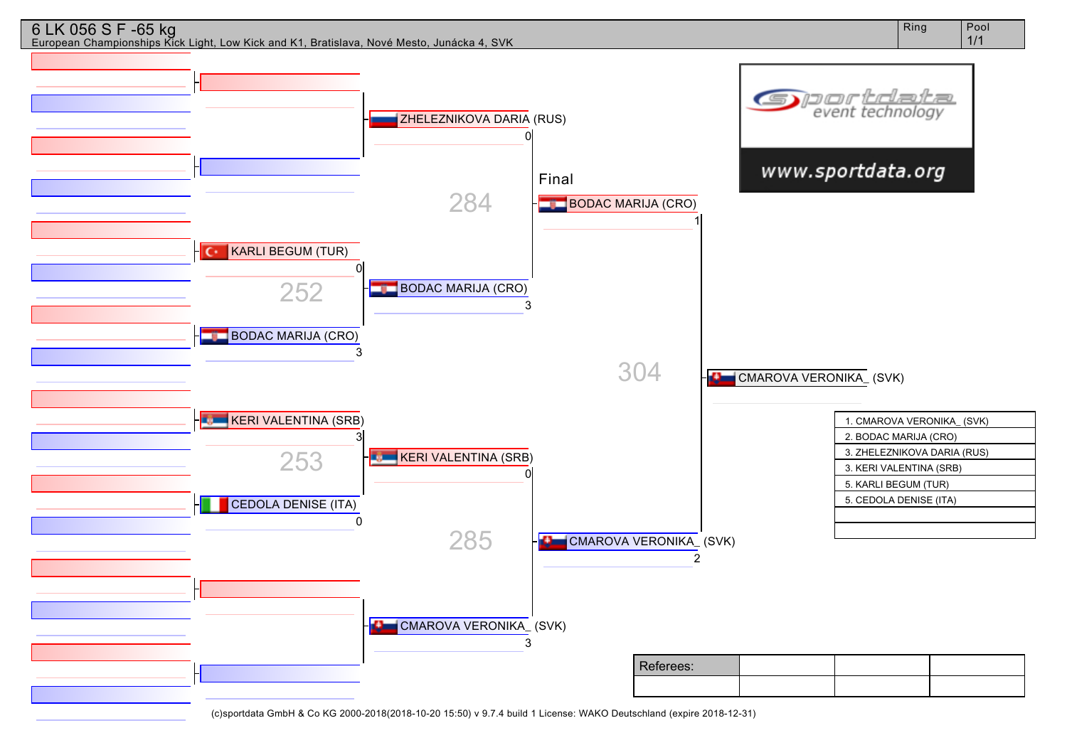# 6 LK 056 S F -65 kg

European Championships Kick Light, Low Kick and K1, Bratislava, Nové Mesto, Junácka 4, SVK

Ring | Pool 1/1

**Round 1**

- Fight 252: KARLI BEGUM (TUR) 0 – BODAC MARIJA (CRO) 3
- Fight 253: KERI VALENTINA (SRB) 3 – CEDOLA DENISE (ITA) 0

**Semi-finals**

- Fight 284: ZHELEZNIKOVA DARIA (RUS) 0 – BODAC MARIJA (CRO) 3
- Fight 285: KERI VALENTINA (SRB) 0 – CMAROVA VERONIKA_ (SVK) 3

**Final**

- Fight 304: BODAC MARIJA (CRO) 1 – CMAROVA VERONIKA_ (SVK) 2

Winner: CMAROVA VERONIKA_ (SVK)

| Ranking |
|---|
| 1. CMAROVA VERONIKA_ (SVK) |
| 2. BODAC MARIJA (CRO) |
| 3. ZHELEZNIKOVA DARIA (RUS) |
| 3. KERI VALENTINA (SRB) |
| 5. KARLI BEGUM (TUR) |
| 5. CEDOLA DENISE (ITA) |

Referees:

(c)sportdata GmbH & Co KG 2000-2018(2018-10-20 15:50) v 9.7.4 build 1 License: WAKO Deutschland (expire 2018-12-31)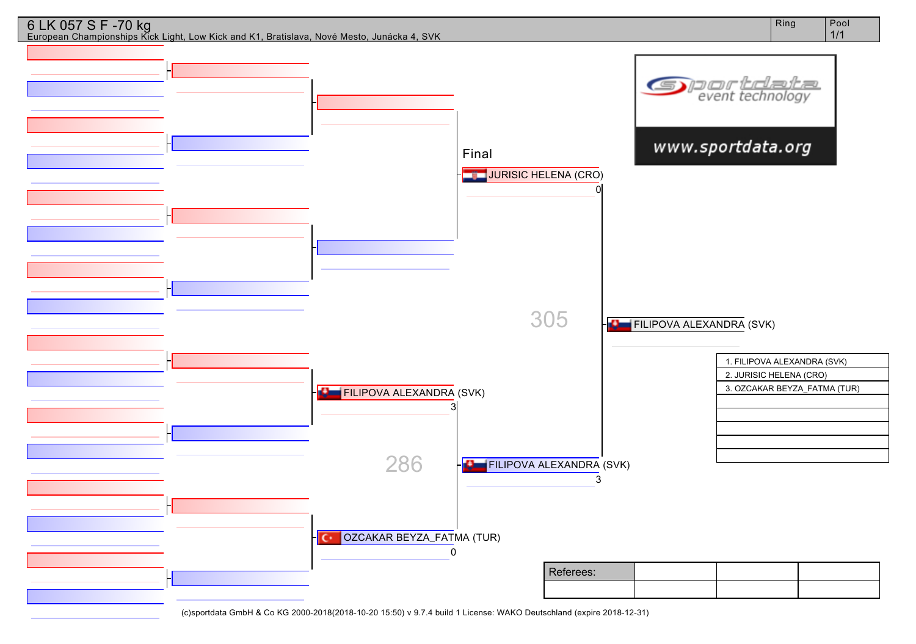# 6 LK 057 S F -70 kg

European Championships Kick Light, Low Kick and K1, Bratislava, Nové Mesto, Junácka 4, SVK

| Ring | Pool |
|---|---|
| | 1/1 |

**Final**

JURISIC HELENA (CRO) 0

305

FILIPOVA ALEXANDRA (SVK)

FILIPOVA ALEXANDRA (SVK) 3

286

FILIPOVA ALEXANDRA (SVK) 3

OZCAKAR BEYZA_FATMA (TUR) 0

| |
|---|
| 1. FILIPOVA ALEXANDRA (SVK) |
| 2. JURISIC HELENA (CRO) |
| 3. OZCAKAR BEYZA_FATMA (TUR) |
| |
| |
| |
| |
| |

| Referees: | | | |
|---|---|---|---|
| | | | |

(c)sportdata GmbH & Co KG 2000-2018(2018-10-20 15:50) v 9.7.4 build 1 License: WAKO Deutschland (expire 2018-12-31)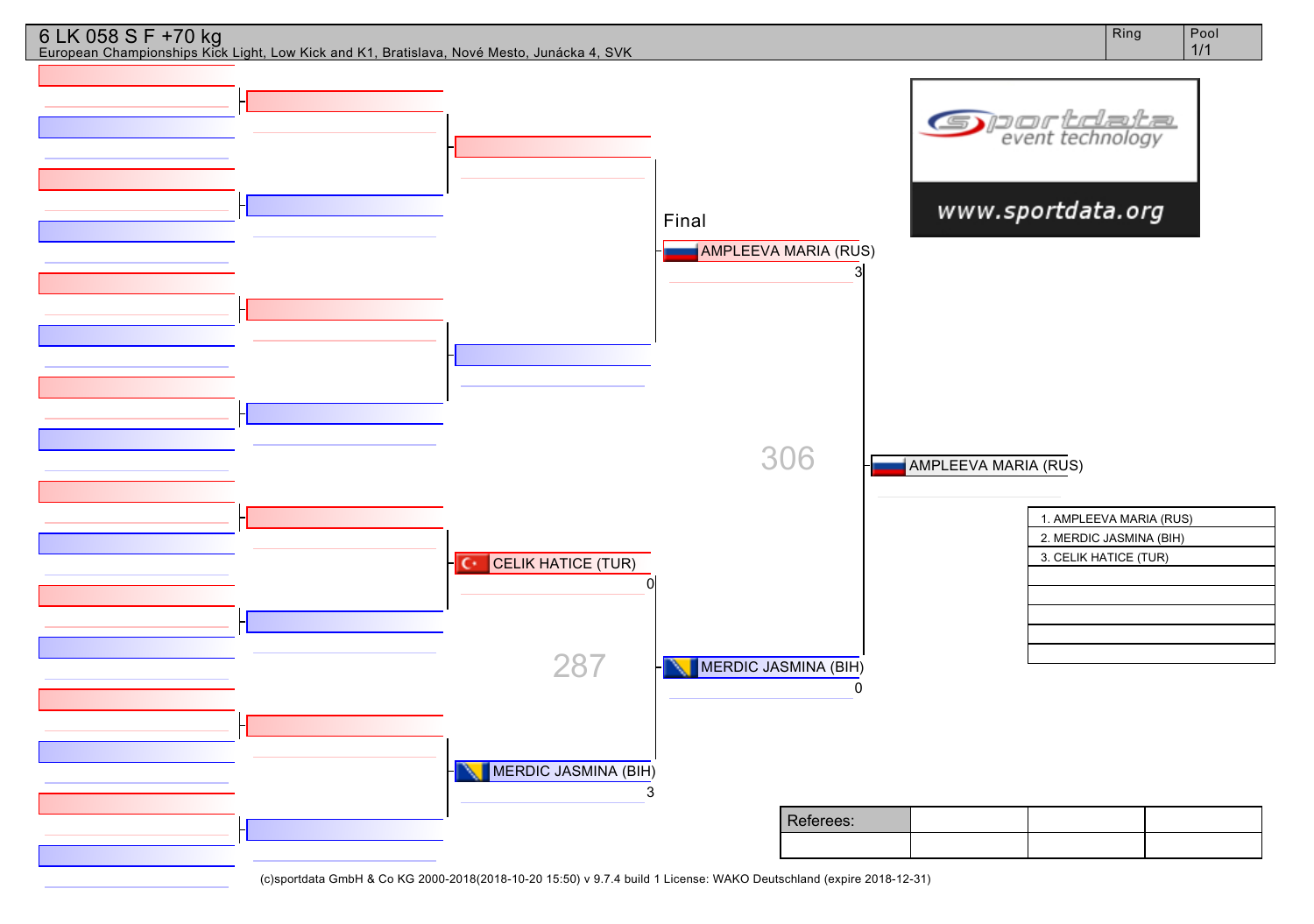# 6 LK 058 S F +70 kg

European Championships Kick Light, Low Kick and K1, Bratislava, Nové Mesto, Junácka 4, SVK

Ring

Pool
1/1

Final

AMPLEEVA MARIA (RUS)
3

306

AMPLEEVA MARIA (RUS)

CELIK HATICE (TUR)
0

287

MERDIC JASMINA (BIH)
0

MERDIC JASMINA (BIH)
3

| |
|---|
| 1. AMPLEEVA MARIA (RUS) |
| 2. MERDIC JASMINA (BIH) |
| 3. CELIK HATICE (TUR) |
| |
| |
| |
| |
| |

| Referees: | | | |
|---|---|---|---|
| | | | |

(c)sportdata GmbH & Co KG 2000-2018(2018-10-20 15:50) v 9.7.4 build 1 License: WAKO Deutschland (expire 2018-12-31)